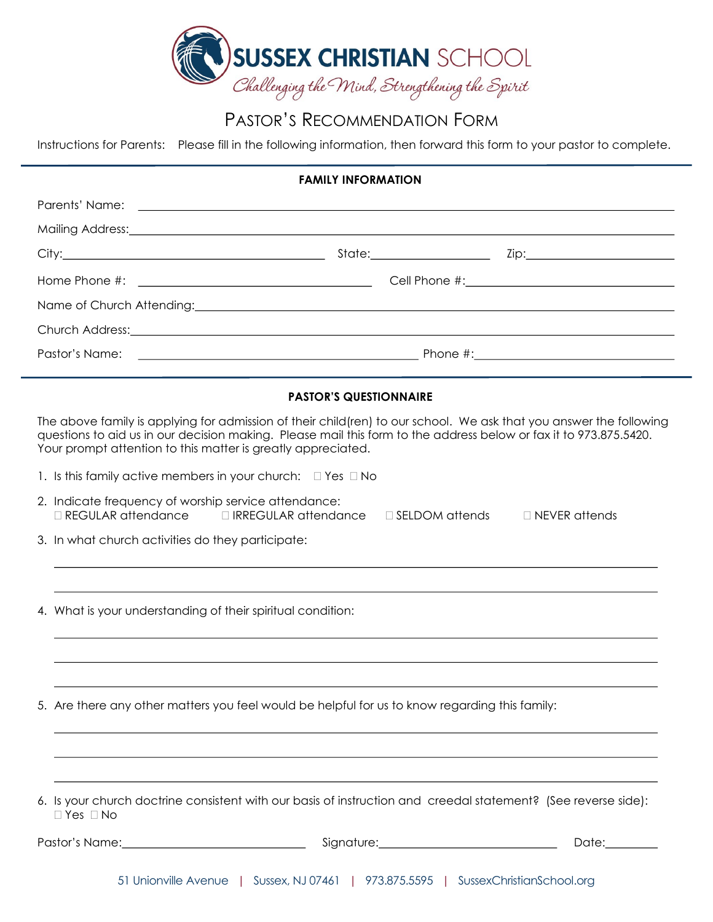# SUSSEX CHRISTIAN SCHOOL

*Challenging the Mind, Strengthening the Spirit*

## PASTOR'S RECOMMENDATION FORM

Instructions for Parents: Please fill in the following information, then forward this form to your pastor to complete.

### FAMILY INFORMATION

Parents' Name: ______________________________________________

Mailing Address: ______________________________________________

City: ______________________ State: ______________ Zip: ______________

Home Phone #: ______________________ Cell Phone #: ______________________

Name of Church Attending: ______________________________________________

Church Address: ______________________________________________

Pastor's Name: ______________________ Phone #: ______________________

### PASTOR'S QUESTIONNAIRE

The above family is applying for admission of their child(ren) to our school. We ask that you answer the following questions to aid us in our decision making. Please mail this form to the address below or fax it to 973.875.5420. Your prompt attention to this matter is greatly appreciated.

1. Is this family active members in your church: ☐ Yes ☐ No

2. Indicate frequency of worship service attendance:
   ☐ REGULAR attendance ☐ IRREGULAR attendance ☐ SELDOM attends ☐ NEVER attends

3. In what church activities do they participate:

   ______________________________________________

   ______________________________________________

4. What is your understanding of their spiritual condition:

   ______________________________________________

   ______________________________________________

   ______________________________________________

5. Are there any other matters you feel would be helpful for us to know regarding this family:

   ______________________________________________

   ______________________________________________

   ______________________________________________

6. Is your church doctrine consistent with our basis of instruction and creedal statement? (See reverse side):
   ☐ Yes ☐ No

Pastor's Name: ______________________ Signature: ______________________ Date: __________

51 Unionville Avenue | Sussex, NJ 07461 | 973.875.5595 | SussexChristianSchool.org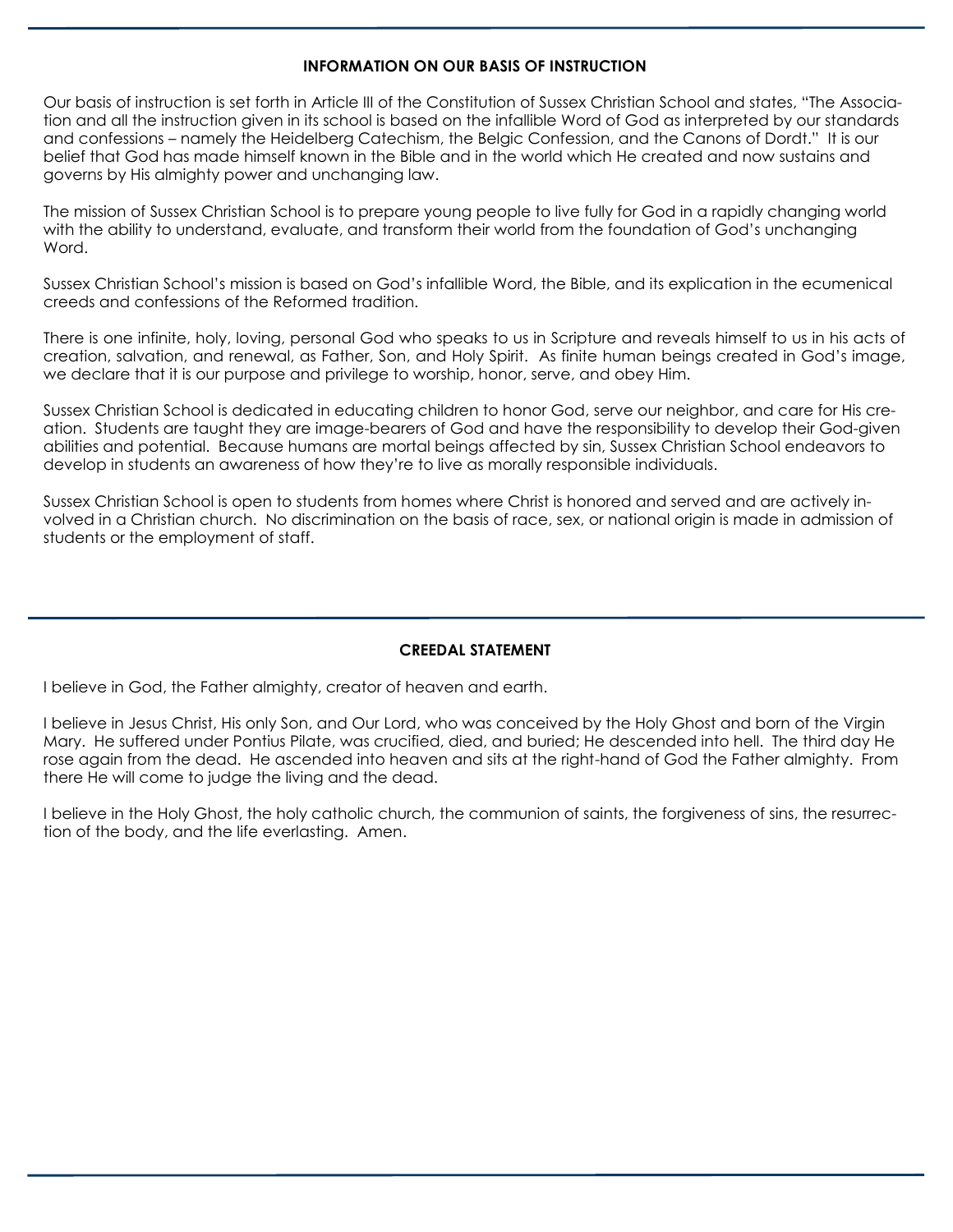## INFORMATION ON OUR BASIS OF INSTRUCTION

Our basis of instruction is set forth in Article III of the Constitution of Sussex Christian School and states, "The Association and all the instruction given in its school is based on the infallible Word of God as interpreted by our standards and confessions – namely the Heidelberg Catechism, the Belgic Confession, and the Canons of Dordt." It is our belief that God has made himself known in the Bible and in the world which He created and now sustains and governs by His almighty power and unchanging law.

The mission of Sussex Christian School is to prepare young people to live fully for God in a rapidly changing world with the ability to understand, evaluate, and transform their world from the foundation of God's unchanging Word.

Sussex Christian School's mission is based on God's infallible Word, the Bible, and its explication in the ecumenical creeds and confessions of the Reformed tradition.

There is one infinite, holy, loving, personal God who speaks to us in Scripture and reveals himself to us in his acts of creation, salvation, and renewal, as Father, Son, and Holy Spirit. As finite human beings created in God's image, we declare that it is our purpose and privilege to worship, honor, serve, and obey Him.

Sussex Christian School is dedicated in educating children to honor God, serve our neighbor, and care for His creation. Students are taught they are image-bearers of God and have the responsibility to develop their God-given abilities and potential. Because humans are mortal beings affected by sin, Sussex Christian School endeavors to develop in students an awareness of how they're to live as morally responsible individuals.

Sussex Christian School is open to students from homes where Christ is honored and served and are actively involved in a Christian church. No discrimination on the basis of race, sex, or national origin is made in admission of students or the employment of staff.

## CREEDAL STATEMENT

I believe in God, the Father almighty, creator of heaven and earth.

I believe in Jesus Christ, His only Son, and Our Lord, who was conceived by the Holy Ghost and born of the Virgin Mary. He suffered under Pontius Pilate, was crucified, died, and buried; He descended into hell. The third day He rose again from the dead. He ascended into heaven and sits at the right-hand of God the Father almighty. From there He will come to judge the living and the dead.

I believe in the Holy Ghost, the holy catholic church, the communion of saints, the forgiveness of sins, the resurrection of the body, and the life everlasting. Amen.